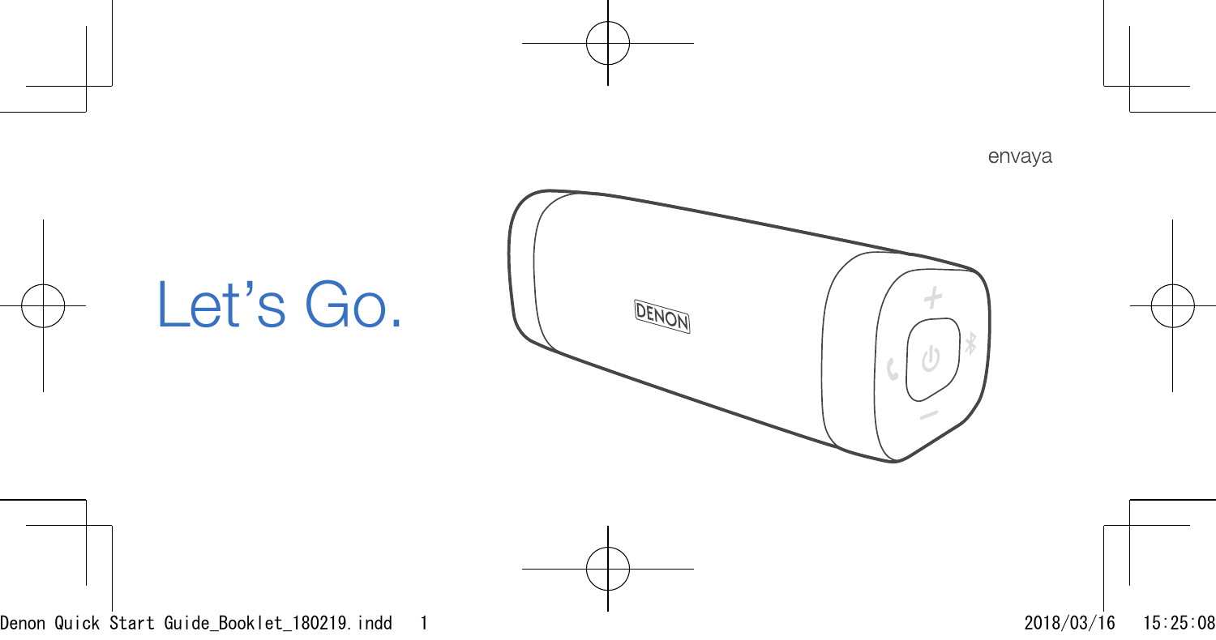envaya

# Let's Go.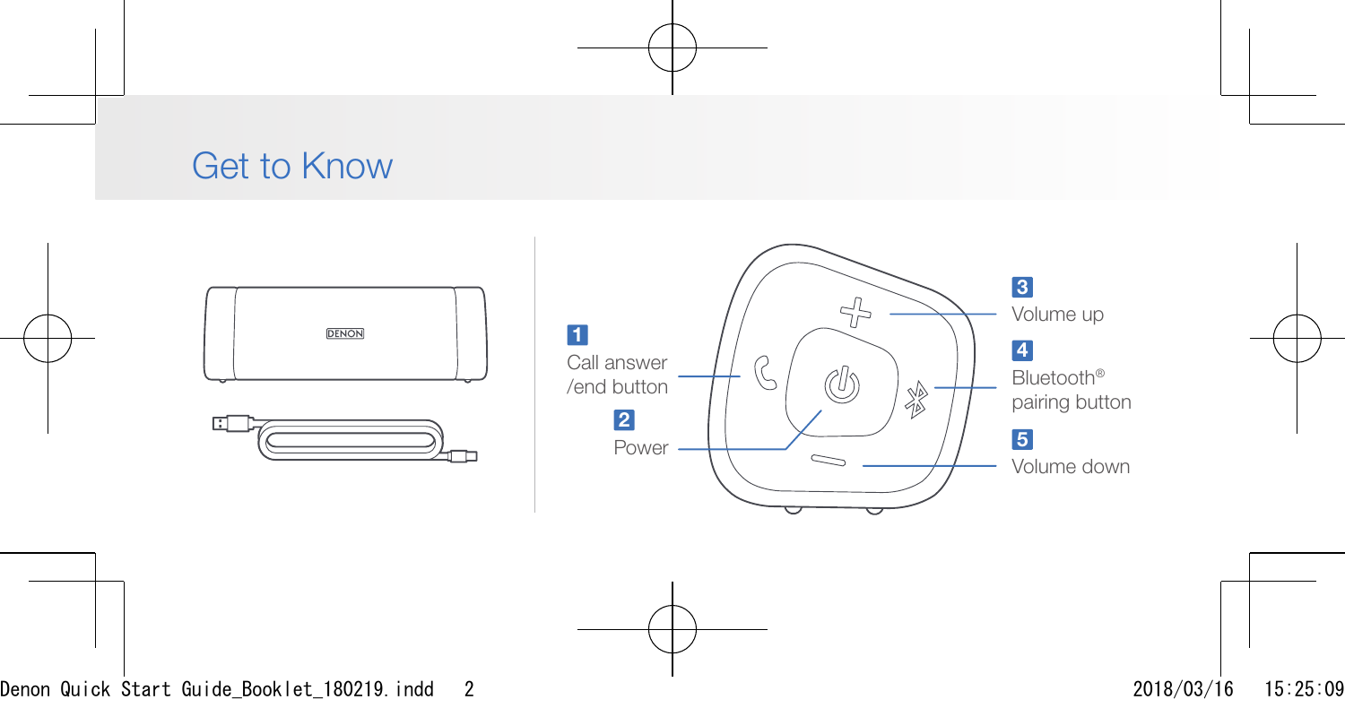# Get to Know

1 Call answer /end button

2 Power

3 Volume up

4 Bluetooth® pairing button

5 Volume down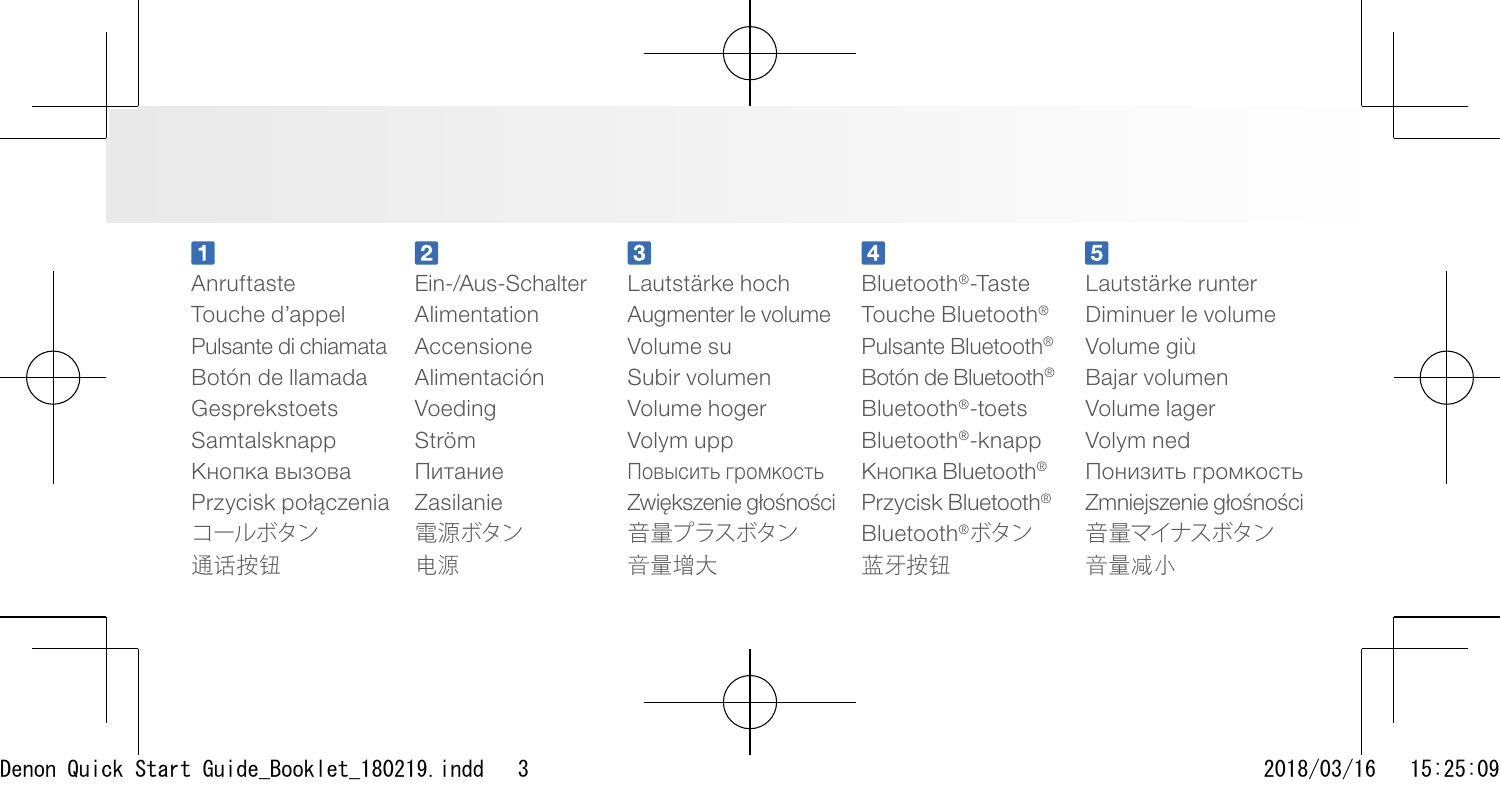**1**

Anruftaste
Touche d'appel
Pulsante di chiamata
Botón de llamada
Gesprekstoets
Samtalsknapp
Кнопка вызова
Przycisk połączenia
コールボタン
通话按钮

**2**

Ein-/Aus-Schalter
Alimentation
Accensione
Alimentación
Voeding
Ström
Питание
Zasilanie
電源ボタン
电源

**3**

Lautstärke hoch
Augmenter le volume
Volume su
Subir volumen
Volume hoger
Volym upp
Повысить громкость
Zwiększenie głośności
音量プラスボタン
音量增大

**4**

Bluetooth®-Taste
Touche Bluetooth®
Pulsante Bluetooth®
Botón de Bluetooth®
Bluetooth®-toets
Bluetooth®-knapp
Кнопка Bluetooth®
Przycisk Bluetooth®
Bluetooth®ボタン
蓝牙按钮

**5**

Lautstärke runter
Diminuer le volume
Volume giù
Bajar volumen
Volume lager
Volym ned
Понизить громкость
Zmniejszenie głośności
音量マイナスボタン
音量减小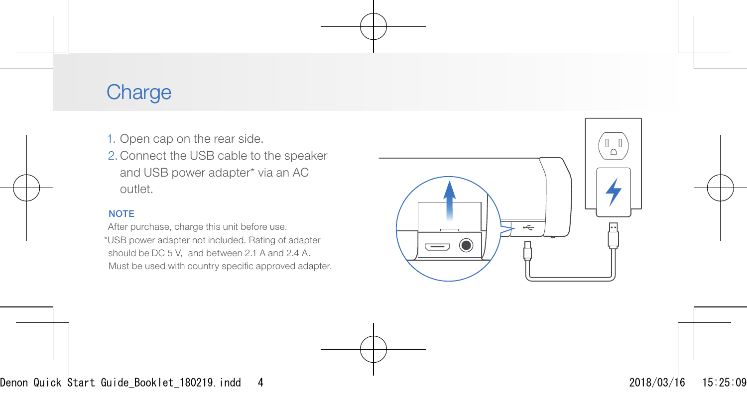# Charge

1. Open cap on the rear side.
2. Connect the USB cable to the speaker and USB power adapter* via an AC outlet.

**NOTE**

After purchase, charge this unit before use.

*USB power adapter not included. Rating of adapter should be DC 5 V,  and between 2.1 A and 2.4 A. Must be used with country specific approved adapter.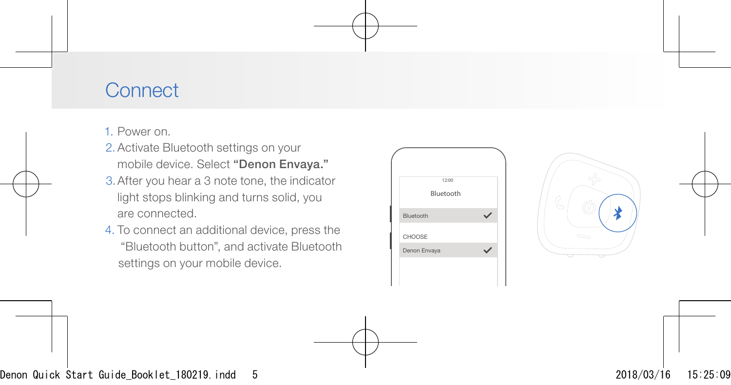# Connect

1. Power on.
2. Activate Bluetooth settings on your mobile device. Select **"Denon Envaya."**
3. After you hear a 3 note tone, the indicator light stops blinking and turns solid, you are connected.
4. To connect an additional device, press the "Bluetooth button", and activate Bluetooth settings on your mobile device.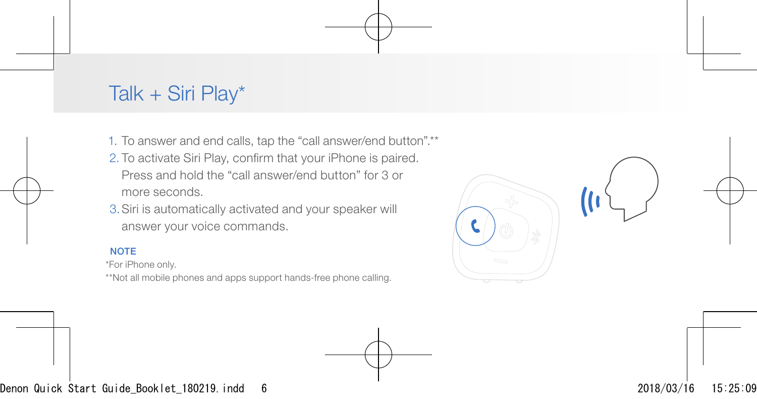# Talk + Siri Play*

1. To answer and end calls, tap the "call answer/end button".**
2. To activate Siri Play, confirm that your iPhone is paired. Press and hold the "call answer/end button" for 3 or more seconds.
3. Siri is automatically activated and your speaker will answer your voice commands.

**NOTE**

*For iPhone only.

**Not all mobile phones and apps support hands-free phone calling.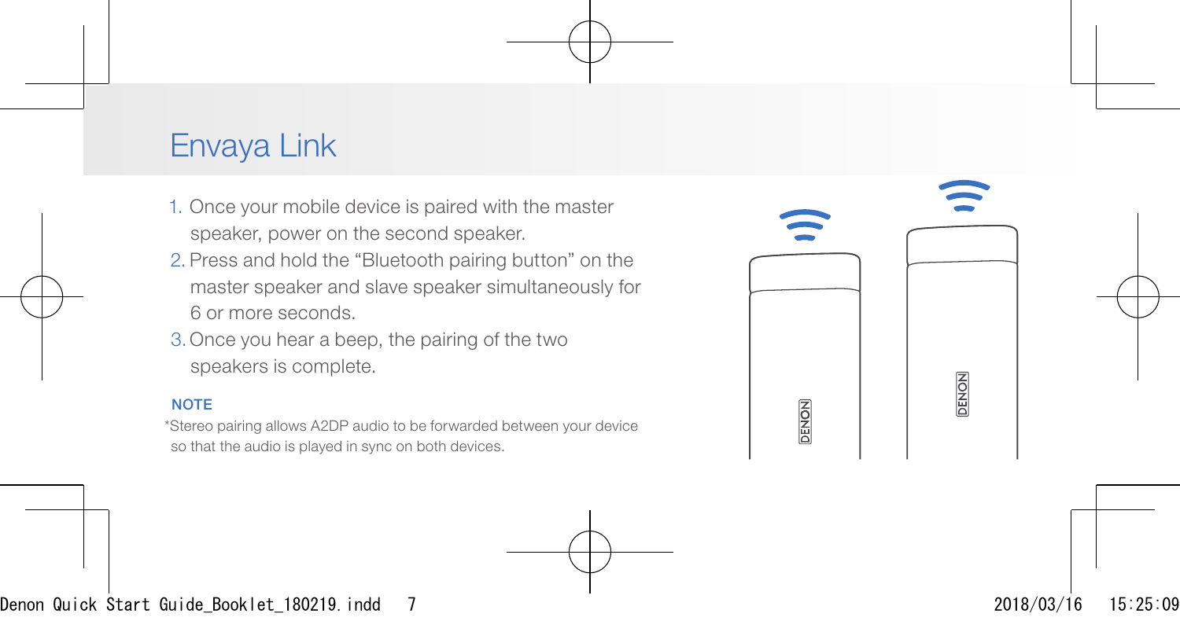# Envaya Link

1. Once your mobile device is paired with the master speaker, power on the second speaker.
2. Press and hold the "Bluetooth pairing button" on the master speaker and slave speaker simultaneously for 6 or more seconds.
3. Once you hear a beep, the pairing of the two speakers is complete.

**NOTE**

*Stereo pairing allows A2DP audio to be forwarded between your device so that the audio is played in sync on both devices.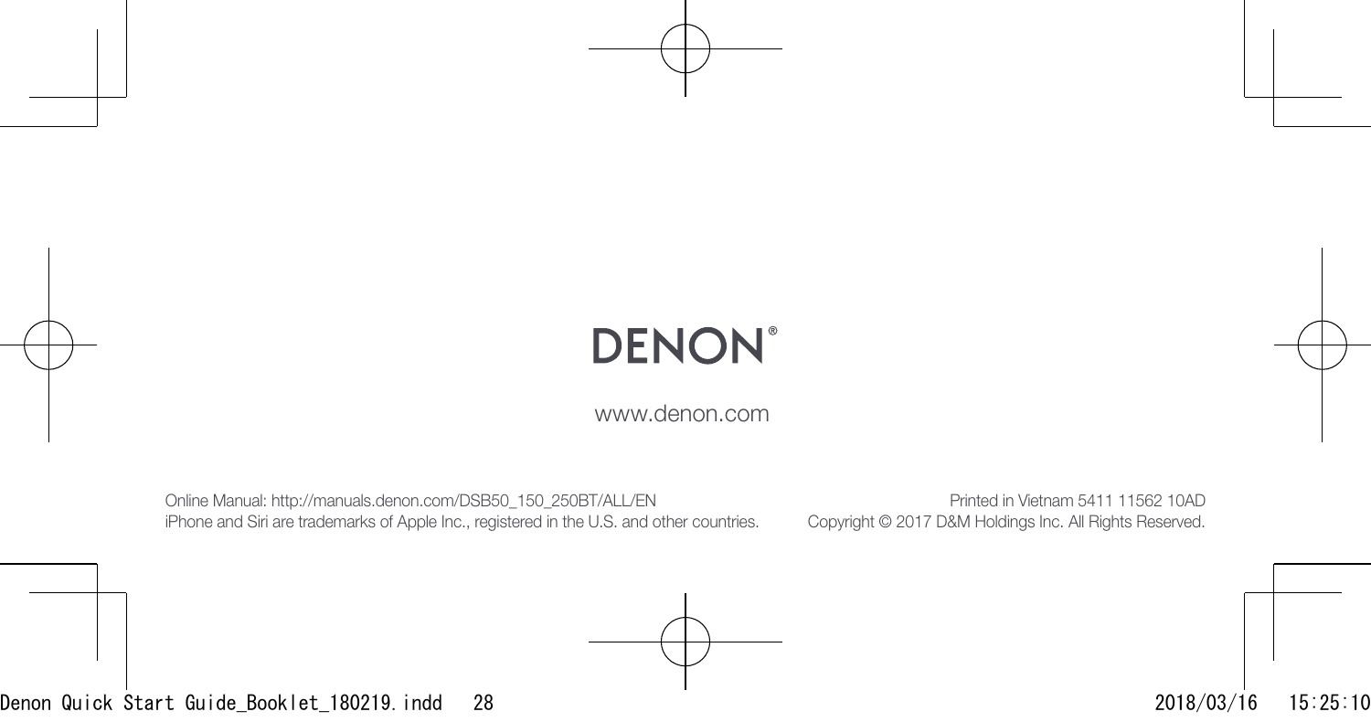DENON®

www.denon.com

Online Manual: http://manuals.denon.com/DSB50_150_250BT/ALL/EN
iPhone and Siri are trademarks of Apple Inc., registered in the U.S. and other countries.

Printed in Vietnam 5411 11562 10AD
Copyright © 2017 D&M Holdings Inc. All Rights Reserved.